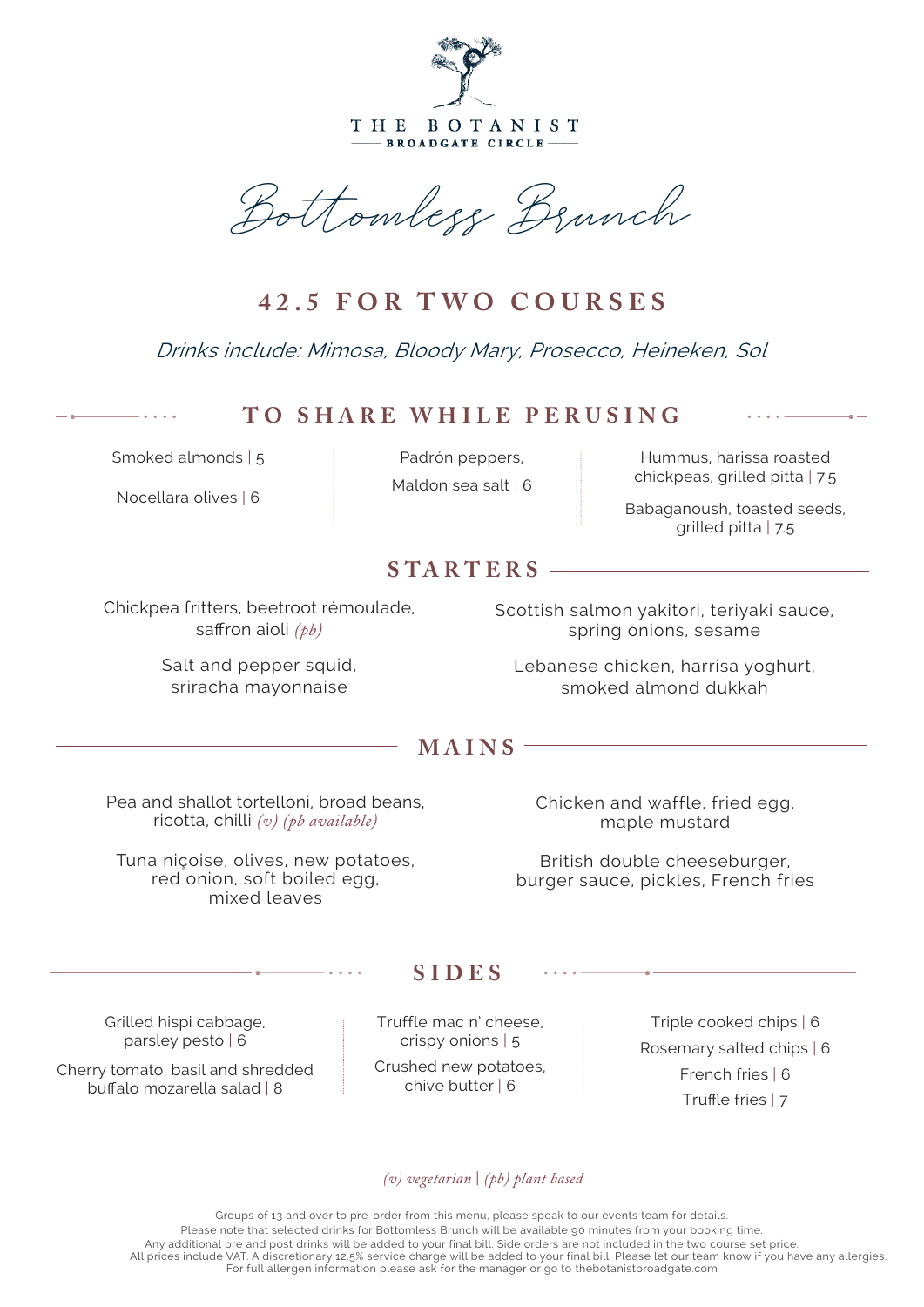# THE BOTANIST

BROADGATE CIRCLE

## Bottomless Brunch

## 42.5 FOR TWO COURSES

*Drinks include: Mimosa, Bloody Mary, Prosecco, Heineken, Sol*

## TO SHARE WHILE PERUSING

Smoked almonds | 5

Nocellara olives | 6

Padrón peppers, Maldon sea salt | 6

Hummus, harissa roasted chickpeas, grilled pitta | 7.5

Babaganoush, toasted seeds, grilled pitta | 7.5

## STARTERS

Chickpea fritters, beetroot rémoulade, saffron aioli *(pb)*

Salt and pepper squid, sriracha mayonnaise

Scottish salmon yakitori, teriyaki sauce, spring onions, sesame

Lebanese chicken, harrisa yoghurt, smoked almond dukkah

## MAINS

Pea and shallot tortelloni, broad beans, ricotta, chilli *(v) (pb available)*

Tuna niçoise, olives, new potatoes, red onion, soft boiled egg, mixed leaves

Chicken and waffle, fried egg, maple mustard

British double cheeseburger, burger sauce, pickles, French fries

## SIDES

Grilled hispi cabbage, parsley pesto | 6

Cherry tomato, basil and shredded buffalo mozarella salad | 8

Truffle mac n' cheese, crispy onions | 5

Crushed new potatoes, chive butter | 6

Triple cooked chips | 6

Rosemary salted chips | 6

French fries | 6

Truffle fries | 7

*(v) vegetarian | (pb) plant based*

Groups of 13 and over to pre-order from this menu, please speak to our events team for details.
Please note that selected drinks for Bottomless Brunch will be available 90 minutes from your booking time.
Any additional pre and post drinks will be added to your final bill. Side orders are not included in the two course set price.
All prices include VAT. A discretionary 12.5% service charge will be added to your final bill. Please let our team know if you have any allergies.
For full allergen information please ask for the manager or go to thebotanistbroadgate.com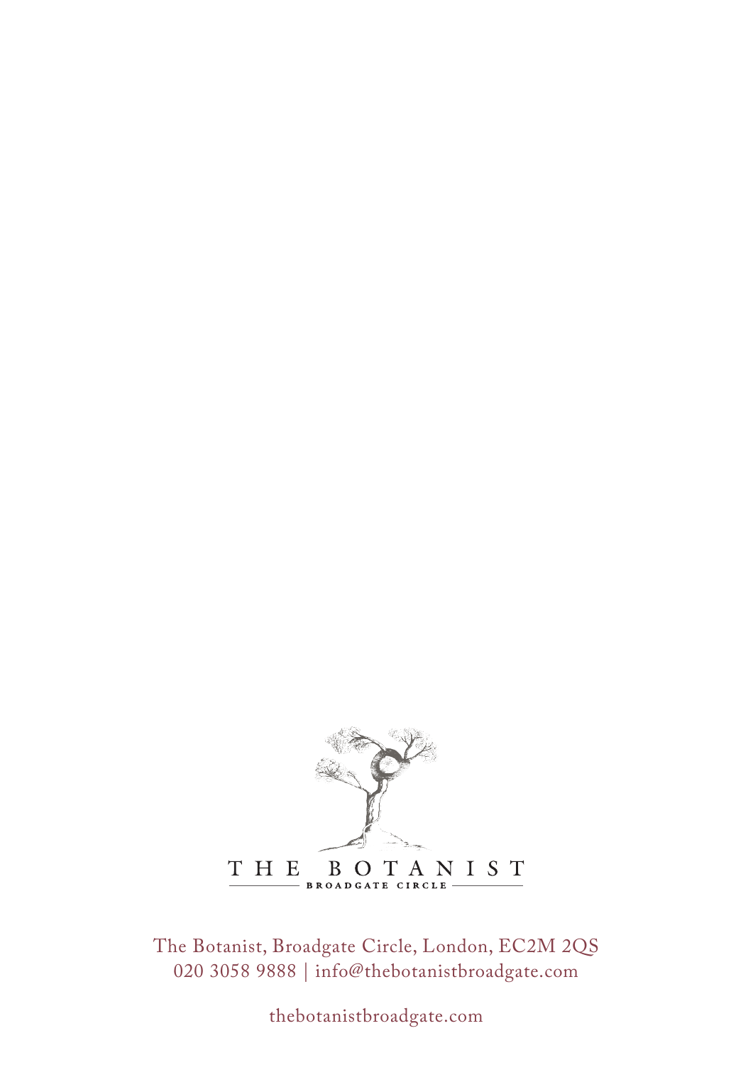THE BOTANIST

BROADGATE CIRCLE

The Botanist, Broadgate Circle, London, EC2M 2QS
020 3058 9888 | info@thebotanistbroadgate.com

thebotanistbroadgate.com